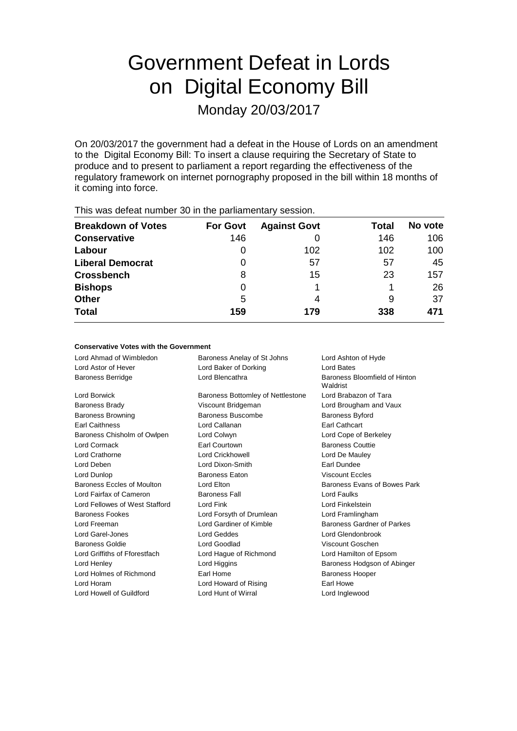// Government Defeat in Lords on Digital Economy Bill

# Government Defeat in Lords on Digital Economy Bill

Monday 20/03/2017

On 20/03/2017 the government had a defeat in the House of Lords on an amendment to the Digital Economy Bill: To insert a clause requiring the Secretary of State to produce and to present to parliament a report regarding the effectiveness of the regulatory framework on internet pornography proposed in the bill within 18 months of it coming into force.

This was defeat number 30 in the parliamentary session.

| Breakdown of Votes | For Govt | Against Govt | Total | No vote |
|---|---|---|---|---|
| **Conservative** | 146 | 0 | 146 | 106 |
| **Labour** | 0 | 102 | 102 | 100 |
| **Liberal Democrat** | 0 | 57 | 57 | 45 |
| **Crossbench** | 8 | 15 | 23 | 157 |
| **Bishops** | 0 | 1 | 1 | 26 |
| **Other** | 5 | 4 | 9 | 37 |
| **Total** | **159** | **179** | **338** | **471** |

**Conservative Votes with the Government**

| | | |
|---|---|---|
| Lord Ahmad of Wimbledon | Baroness Anelay of St Johns | Lord Ashton of Hyde |
| Lord Astor of Hever | Lord Baker of Dorking | Lord Bates |
| Baroness Berridge | Lord Blencathra | Baroness Bloomfield of Hinton Waldrist |
| Lord Borwick | Baroness Bottomley of Nettlestone | Lord Brabazon of Tara |
| Baroness Brady | Viscount Bridgeman | Lord Brougham and Vaux |
| Baroness Browning | Baroness Buscombe | Baroness Byford |
| Earl Caithness | Lord Callanan | Earl Cathcart |
| Baroness Chisholm of Owlpen | Lord Colwyn | Lord Cope of Berkeley |
| Lord Cormack | Earl Courtown | Baroness Couttie |
| Lord Crathorne | Lord Crickhowell | Lord De Mauley |
| Lord Deben | Lord Dixon-Smith | Earl Dundee |
| Lord Dunlop | Baroness Eaton | Viscount Eccles |
| Baroness Eccles of Moulton | Lord Elton | Baroness Evans of Bowes Park |
| Lord Fairfax of Cameron | Baroness Fall | Lord Faulks |
| Lord Fellowes of West Stafford | Lord Fink | Lord Finkelstein |
| Baroness Fookes | Lord Forsyth of Drumlean | Lord Framlingham |
| Lord Freeman | Lord Gardiner of Kimble | Baroness Gardner of Parkes |
| Lord Garel-Jones | Lord Geddes | Lord Glendonbrook |
| Baroness Goldie | Lord Goodlad | Viscount Goschen |
| Lord Griffiths of Fforestfach | Lord Hague of Richmond | Lord Hamilton of Epsom |
| Lord Henley | Lord Higgins | Baroness Hodgson of Abinger |
| Lord Holmes of Richmond | Earl Home | Baroness Hooper |
| Lord Horam | Lord Howard of Rising | Earl Howe |
| Lord Howell of Guildford | Lord Hunt of Wirral | Lord Inglewood |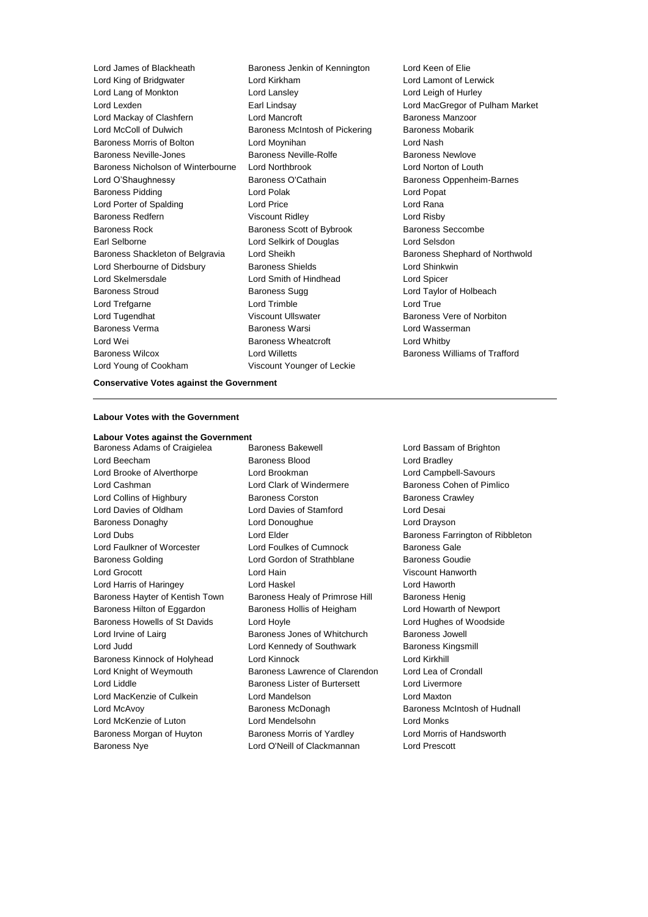Lord James of Blackheath
Baroness Jenkin of Kennington
Lord Keen of Elie
Lord King of Bridgwater
Lord Kirkham
Lord Lamont of Lerwick
Lord Lang of Monkton
Lord Lansley
Lord Leigh of Hurley
Lord Lexden
Earl Lindsay
Lord MacGregor of Pulham Market
Lord Mackay of Clashfern
Lord Mancroft
Baroness Manzoor
Lord McColl of Dulwich
Baroness McIntosh of Pickering
Baroness Mobarik
Baroness Morris of Bolton
Lord Moynihan
Lord Nash
Baroness Neville-Jones
Baroness Neville-Rolfe
Baroness Newlove
Baroness Nicholson of Winterbourne
Lord Northbrook
Lord Norton of Louth
Lord O'Shaughnessy
Baroness O'Cathain
Baroness Oppenheim-Barnes
Baroness Pidding
Lord Polak
Lord Popat
Lord Porter of Spalding
Lord Price
Lord Rana
Baroness Redfern
Viscount Ridley
Lord Risby
Baroness Rock
Baroness Scott of Bybrook
Baroness Seccombe
Earl Selborne
Lord Selkirk of Douglas
Lord Selsdon
Baroness Shackleton of Belgravia
Lord Sheikh
Baroness Shephard of Northwold
Lord Sherbourne of Didsbury
Baroness Shields
Lord Shinkwin
Lord Skelmersdale
Lord Smith of Hindhead
Lord Spicer
Baroness Stroud
Baroness Sugg
Lord Taylor of Holbeach
Lord Trefgarne
Lord Trimble
Lord True
Lord Tugendhat
Viscount Ullswater
Baroness Vere of Norbiton
Baroness Verma
Baroness Warsi
Lord Wasserman
Lord Wei
Baroness Wheatcroft
Lord Whitby
Baroness Wilcox
Lord Willetts
Baroness Williams of Trafford
Lord Young of Cookham
Viscount Younger of Leckie

**Conservative Votes against the Government**

---

**Labour Votes with the Government**

**Labour Votes against the Government**

Baroness Adams of Craigielea
Baroness Bakewell
Lord Bassam of Brighton
Lord Beecham
Baroness Blood
Lord Bradley
Lord Brooke of Alverthorpe
Lord Brookman
Lord Campbell-Savours
Lord Cashman
Lord Clark of Windermere
Baroness Cohen of Pimlico
Lord Collins of Highbury
Baroness Corston
Baroness Crawley
Lord Davies of Oldham
Lord Davies of Stamford
Lord Desai
Baroness Donaghy
Lord Donoughue
Lord Drayson
Lord Dubs
Lord Elder
Baroness Farrington of Ribbleton
Lord Faulkner of Worcester
Lord Foulkes of Cumnock
Baroness Gale
Baroness Golding
Lord Gordon of Strathblane
Baroness Goudie
Lord Grocott
Lord Hain
Viscount Hanworth
Lord Harris of Haringey
Lord Haskel
Lord Haworth
Baroness Hayter of Kentish Town
Baroness Healy of Primrose Hill
Baroness Henig
Baroness Hilton of Eggardon
Baroness Hollis of Heigham
Lord Howarth of Newport
Baroness Howells of St Davids
Lord Hoyle
Lord Hughes of Woodside
Lord Irvine of Lairg
Baroness Jones of Whitchurch
Baroness Jowell
Lord Judd
Lord Kennedy of Southwark
Baroness Kingsmill
Baroness Kinnock of Holyhead
Lord Kinnock
Lord Kirkhill
Lord Knight of Weymouth
Baroness Lawrence of Clarendon
Lord Lea of Crondall
Lord Liddle
Baroness Lister of Burtersett
Lord Livermore
Lord MacKenzie of Culkein
Lord Mandelson
Lord Maxton
Lord McAvoy
Baroness McDonagh
Baroness McIntosh of Hudnall
Lord McKenzie of Luton
Lord Mendelsohn
Lord Monks
Baroness Morgan of Huyton
Baroness Morris of Yardley
Lord Morris of Handsworth
Baroness Nye
Lord O'Neill of Clackmannan
Lord Prescott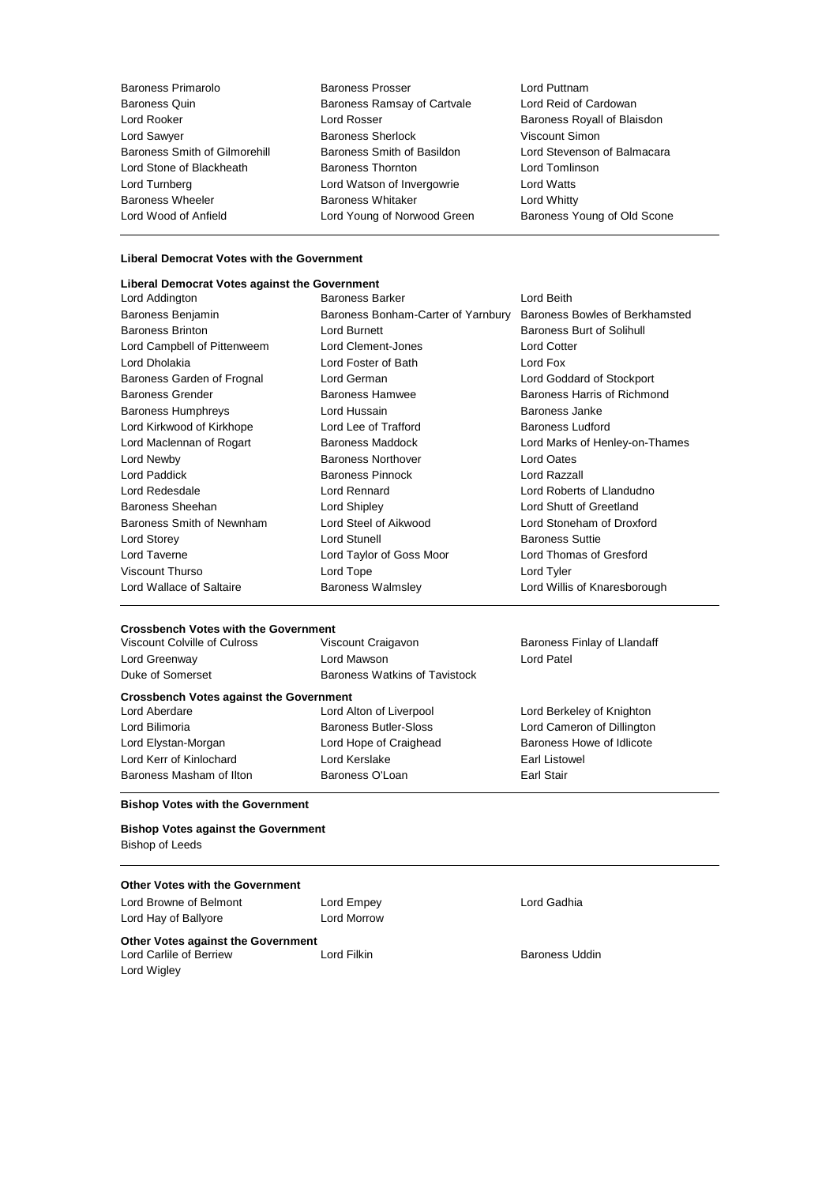Baroness Primarolo, Baroness Prosser, Lord Puttnam, Baroness Quin, Baroness Ramsay of Cartvale, Lord Reid of Cardowan, Lord Rooker, Lord Rosser, Baroness Royall of Blaisdon, Lord Sawyer, Baroness Sherlock, Viscount Simon, Baroness Smith of Gilmorehill, Baroness Smith of Basildon, Lord Stevenson of Balmacara, Lord Stone of Blackheath, Baroness Thornton, Lord Tomlinson, Lord Turnberg, Lord Watson of Invergowrie, Lord Watts, Baroness Wheeler, Baroness Whitaker, Lord Whitty, Lord Wood of Anfield, Lord Young of Norwood Green, Baroness Young of Old Scone

---

**Liberal Democrat Votes with the Government**

**Liberal Democrat Votes against the Government**

Lord Addington, Baroness Barker, Lord Beith, Baroness Benjamin, Baroness Bonham-Carter of Yarnbury, Baroness Bowles of Berkhamsted, Baroness Brinton, Lord Burnett, Baroness Burt of Solihull, Lord Campbell of Pittenweem, Lord Clement-Jones, Lord Cotter, Lord Dholakia, Lord Foster of Bath, Lord Fox, Baroness Garden of Frognal, Lord German, Lord Goddard of Stockport, Baroness Grender, Baroness Hamwee, Baroness Harris of Richmond, Baroness Humphreys, Lord Hussain, Baroness Janke, Lord Kirkwood of Kirkhope, Lord Lee of Trafford, Baroness Ludford, Lord Maclennan of Rogart, Baroness Maddock, Lord Marks of Henley-on-Thames, Lord Newby, Baroness Northover, Lord Oates, Lord Paddick, Baroness Pinnock, Lord Razzall, Lord Redesdale, Lord Rennard, Lord Roberts of Llandudno, Baroness Sheehan, Lord Shipley, Lord Shutt of Greetland, Baroness Smith of Newnham, Lord Steel of Aikwood, Lord Stoneham of Droxford, Lord Storey, Lord Stunell, Baroness Suttie, Lord Taverne, Lord Taylor of Goss Moor, Lord Thomas of Gresford, Viscount Thurso, Lord Tope, Lord Tyler, Lord Wallace of Saltaire, Baroness Walmsley, Lord Willis of Knaresborough

---

**Crossbench Votes with the Government**

Viscount Colville of Culross, Viscount Craigavon, Baroness Finlay of Llandaff, Lord Greenway, Lord Mawson, Lord Patel, Duke of Somerset, Baroness Watkins of Tavistock

**Crossbench Votes against the Government**

Lord Aberdare, Lord Alton of Liverpool, Lord Berkeley of Knighton, Lord Bilimoria, Baroness Butler-Sloss, Lord Cameron of Dillington, Lord Elystan-Morgan, Lord Hope of Craighead, Baroness Howe of Idlicote, Lord Kerr of Kinlochard, Lord Kerslake, Earl Listowel, Baroness Masham of Ilton, Baroness O'Loan, Earl Stair

---

**Bishop Votes with the Government**

**Bishop Votes against the Government**

Bishop of Leeds

---

**Other Votes with the Government**

Lord Browne of Belmont, Lord Empey, Lord Gadhia, Lord Hay of Ballyore, Lord Morrow

**Other Votes against the Government**

Lord Carlile of Berriew, Lord Filkin, Baroness Uddin, Lord Wigley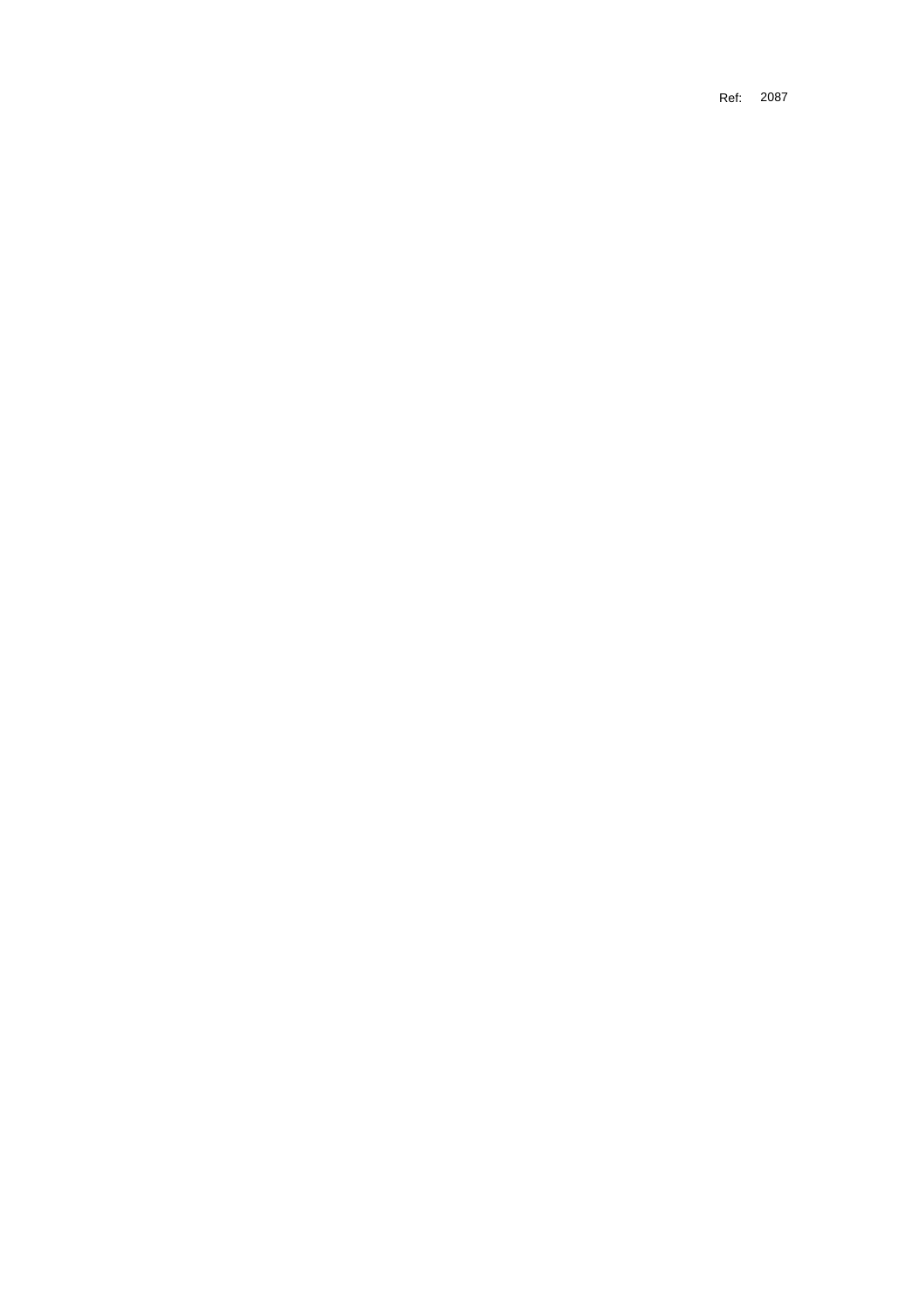Ref: 2087